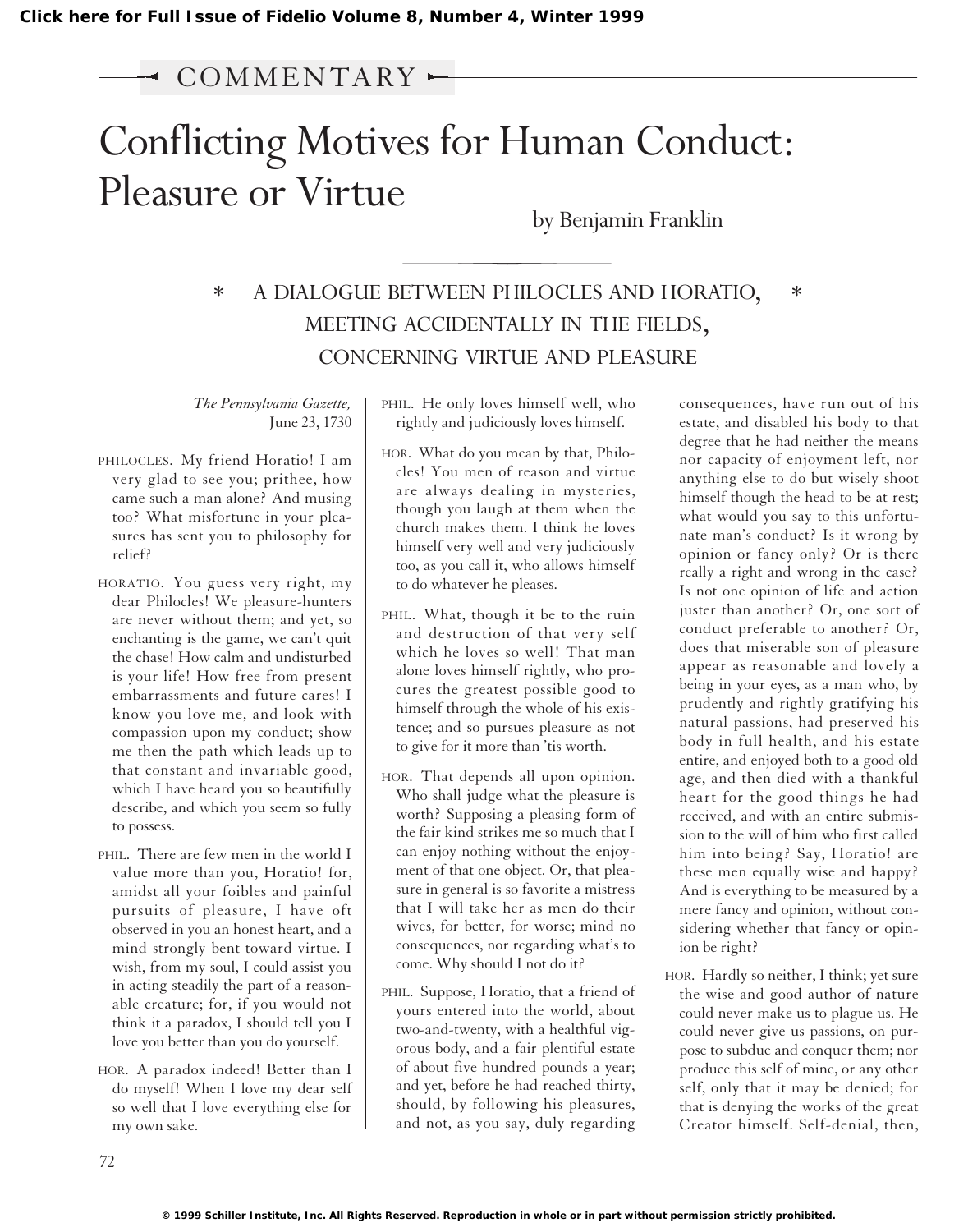COMMENTARY

# Conflicting Motives for Human Conduct: Pleasure or Virtue

by Benjamin Franklin

## A DIALOGUE BETWEEN PHILOCLES AND HORATIO, MEETING ACCIDENTALLY IN THE FIELDS, CONCERNING VIRTUE AND PLEASURE

*The Pennsylvania Gazette,*
June 23, 1730

PHILOCLES. My friend Horatio! I am very glad to see you; prithee, how came such a man alone? And musing too? What misfortune in your pleasures has sent you to philosophy for relief?

HORATIO. You guess very right, my dear Philocles! We pleasure-hunters are never without them; and yet, so enchanting is the game, we can't quit the chase! How calm and undisturbed is your life! How free from present embarrassments and future cares! I know you love me, and look with compassion upon my conduct; show me then the path which leads up to that constant and invariable good, which I have heard you so beautifully describe, and which you seem so fully to possess.

PHIL. There are few men in the world I value more than you, Horatio! for, amidst all your foibles and painful pursuits of pleasure, I have oft observed in you an honest heart, and a mind strongly bent toward virtue. I wish, from my soul, I could assist you in acting steadily the part of a reasonable creature; for, if you would not think it a paradox, I should tell you I love you better than you do yourself.

HOR. A paradox indeed! Better than I do myself! When I love my dear self so well that I love everything else for my own sake.

PHIL. He only loves himself well, who rightly and judiciously loves himself.

HOR. What do you mean by that, Philocles! You men of reason and virtue are always dealing in mysteries, though you laugh at them when the church makes them. I think he loves himself very well and very judiciously too, as you call it, who allows himself to do whatever he pleases.

PHIL. What, though it be to the ruin and destruction of that very self which he loves so well! That man alone loves himself rightly, who procures the greatest possible good to himself through the whole of his existence; and so pursues pleasure as not to give for it more than 'tis worth.

HOR. That depends all upon opinion. Who shall judge what the pleasure is worth? Supposing a pleasing form of the fair kind strikes me so much that I can enjoy nothing without the enjoyment of that one object. Or, that pleasure in general is so favorite a mistress that I will take her as men do their wives, for better, for worse; mind no consequences, nor regarding what's to come. Why should I not do it?

PHIL. Suppose, Horatio, that a friend of yours entered into the world, about two-and-twenty, with a healthful vigorous body, and a fair plentiful estate of about five hundred pounds a year; and yet, before he had reached thirty, should, by following his pleasures, and not, as you say, duly regarding consequences, have run out of his estate, and disabled his body to that degree that he had neither the means nor capacity of enjoyment left, nor anything else to do but wisely shoot himself though the head to be at rest; what would you say to this unfortunate man's conduct? Is it wrong by opinion or fancy only? Or is there really a right and wrong in the case? Is not one opinion of life and action juster than another? Or, one sort of conduct preferable to another? Or, does that miserable son of pleasure appear as reasonable and lovely a being in your eyes, as a man who, by prudently and rightly gratifying his natural passions, had preserved his body in full health, and his estate entire, and enjoyed both to a good old age, and then died with a thankful heart for the good things he had received, and with an entire submission to the will of him who first called him into being? Say, Horatio! are these men equally wise and happy? And is everything to be measured by a mere fancy and opinion, without considering whether that fancy or opinion be right?

HOR. Hardly so neither, I think; yet sure the wise and good author of nature could never make us to plague us. He could never give us passions, on purpose to subdue and conquer them; nor produce this self of mine, or any other self, only that it may be denied; for that is denying the works of the great Creator himself. Self-denial, then,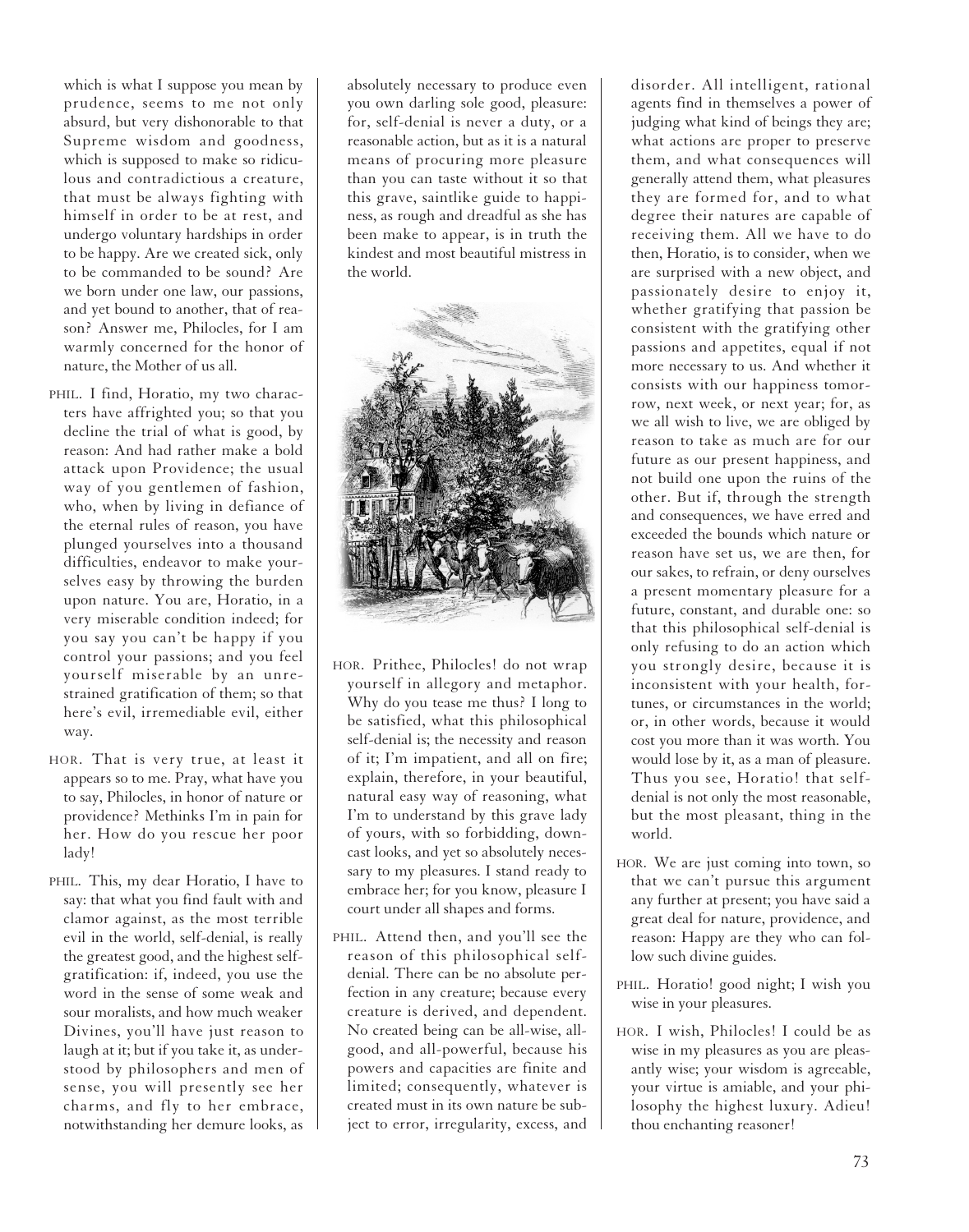which is what I suppose you mean by prudence, seems to me not only absurd, but very dishonorable to that Supreme wisdom and goodness, which is supposed to make so ridiculous and contradictious a creature, that must be always fighting with himself in order to be at rest, and undergo voluntary hardships in order to be happy. Are we created sick, only to be commanded to be sound? Are we born under one law, our passions, and yet bound to another, that of reason? Answer me, Philocles, for I am warmly concerned for the honor of nature, the Mother of us all.

PHIL. I find, Horatio, my two characters have affrighted you; so that you decline the trial of what is good, by reason: And had rather make a bold attack upon Providence; the usual way of you gentlemen of fashion, who, when by living in defiance of the eternal rules of reason, you have plunged yourselves into a thousand difficulties, endeavor to make yourselves easy by throwing the burden upon nature. You are, Horatio, in a very miserable condition indeed; for you say you can't be happy if you control your passions; and you feel yourself miserable by an unrestrained gratification of them; so that here's evil, irremediable evil, either way.

HOR. That is very true, at least it appears so to me. Pray, what have you to say, Philocles, in honor of nature or providence? Methinks I'm in pain for her. How do you rescue her poor lady!

PHIL. This, my dear Horatio, I have to say: that what you find fault with and clamor against, as the most terrible evil in the world, self-denial, is really the greatest good, and the highest self-gratification: if, indeed, you use the word in the sense of some weak and sour moralists, and how much weaker Divines, you'll have just reason to laugh at it; but if you take it, as understood by philosophers and men of sense, you will presently see her charms, and fly to her embrace, notwithstanding her demure looks, as absolutely necessary to produce even you own darling sole good, pleasure: for, self-denial is never a duty, or a reasonable action, but as it is a natural means of procuring more pleasure than you can taste without it so that this grave, saintlike guide to happiness, as rough and dreadful as she has been make to appear, is in truth the kindest and most beautiful mistress in the world.

HOR. Prithee, Philocles! do not wrap yourself in allegory and metaphor. Why do you tease me thus? I long to be satisfied, what this philosophical self-denial is; the necessity and reason of it; I'm impatient, and all on fire; explain, therefore, in your beautiful, natural easy way of reasoning, what I'm to understand by this grave lady of yours, with so forbidding, downcast looks, and yet so absolutely necessary to my pleasures. I stand ready to embrace her; for you know, pleasure I court under all shapes and forms.

PHIL. Attend then, and you'll see the reason of this philosophical self-denial. There can be no absolute perfection in any creature; because every creature is derived, and dependent. No created being can be all-wise, all-good, and all-powerful, because his powers and capacities are finite and limited; consequently, whatever is created must in its own nature be subject to error, irregularity, excess, and disorder. All intelligent, rational agents find in themselves a power of judging what kind of beings they are; what actions are proper to preserve them, and what consequences will generally attend them, what pleasures they are formed for, and to what degree their natures are capable of receiving them. All we have to do then, Horatio, is to consider, when we are surprised with a new object, and passionately desire to enjoy it, whether gratifying that passion be consistent with the gratifying other passions and appetites, equal if not more necessary to us. And whether it consists with our happiness tomorrow, next week, or next year; for, as we all wish to live, we are obliged by reason to take as much are for our future as our present happiness, and not build one upon the ruins of the other. But if, through the strength and consequences, we have erred and exceeded the bounds which nature or reason have set us, we are then, for our sakes, to refrain, or deny ourselves a present momentary pleasure for a future, constant, and durable one: so that this philosophical self-denial is only refusing to do an action which you strongly desire, because it is inconsistent with your health, fortunes, or circumstances in the world; or, in other words, because it would cost you more than it was worth. You would lose by it, as a man of pleasure. Thus you see, Horatio! that self-denial is not only the most reasonable, but the most pleasant, thing in the world.

HOR. We are just coming into town, so that we can't pursue this argument any further at present; you have said a great deal for nature, providence, and reason: Happy are they who can follow such divine guides.

PHIL. Horatio! good night; I wish you wise in your pleasures.

HOR. I wish, Philocles! I could be as wise in my pleasures as you are pleasantly wise; your wisdom is agreeable, your virtue is amiable, and your philosophy the highest luxury. Adieu! thou enchanting reasoner!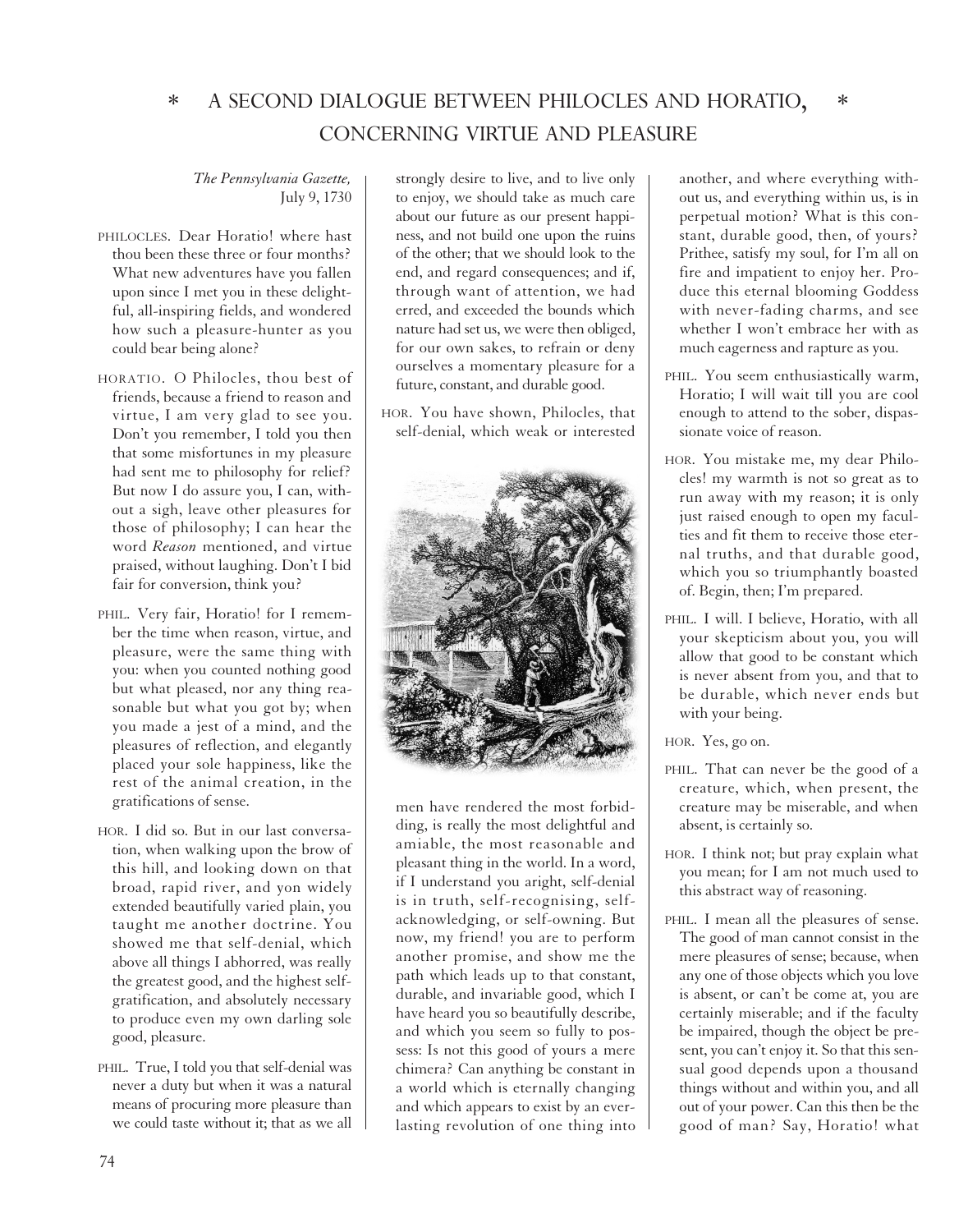# * A SECOND DIALOGUE BETWEEN PHILOCLES AND HORATIO, * CONCERNING VIRTUE AND PLEASURE

*The Pennsylvania Gazette,*
July 9, 1730

PHILOCLES. Dear Horatio! where hast thou been these three or four months? What new adventures have you fallen upon since I met you in these delightful, all-inspiring fields, and wondered how such a pleasure-hunter as you could bear being alone?

HORATIO. O Philocles, thou best of friends, because a friend to reason and virtue, I am very glad to see you. Don't you remember, I told you then that some misfortunes in my pleasure had sent me to philosophy for relief? But now I do assure you, I can, without a sigh, leave other pleasures for those of philosophy; I can hear the word *Reason* mentioned, and virtue praised, without laughing. Don't I bid fair for conversion, think you?

PHIL. Very fair, Horatio! for I remember the time when reason, virtue, and pleasure, were the same thing with you: when you counted nothing good but what pleased, nor any thing reasonable but what you got by; when you made a jest of a mind, and the pleasures of reflection, and elegantly placed your sole happiness, like the rest of the animal creation, in the gratifications of sense.

HOR. I did so. But in our last conversation, when walking upon the brow of this hill, and looking down on that broad, rapid river, and yon widely extended beautifully varied plain, you taught me another doctrine. You showed me that self-denial, which above all things I abhorred, was really the greatest good, and the highest self-gratification, and absolutely necessary to produce even my own darling sole good, pleasure.

PHIL. True, I told you that self-denial was never a duty but when it was a natural means of procuring more pleasure than we could taste without it; that as we all strongly desire to live, and to live only to enjoy, we should take as much care about our future as our present happiness, and not build one upon the ruins of the other; that we should look to the end, and regard consequences; and if, through want of attention, we had erred, and exceeded the bounds which nature had set us, we were then obliged, for our own sakes, to refrain or deny ourselves a momentary pleasure for a future, constant, and durable good.

HOR. You have shown, Philocles, that self-denial, which weak or interested men have rendered the most forbidding, is really the most delightful and amiable, the most reasonable and pleasant thing in the world. In a word, if I understand you aright, self-denial is in truth, self-recognising, self-acknowledging, or self-owning. But now, my friend! you are to perform another promise, and show me the path which leads up to that constant, durable, and invariable good, which I have heard you so beautifully describe, and which you seem so fully to possess: Is not this good of yours a mere chimera? Can anything be constant in a world which is eternally changing and which appears to exist by an everlasting revolution of one thing into another, and where everything without us, and everything within us, is in perpetual motion? What is this constant, durable good, then, of yours? Prithee, satisfy my soul, for I'm all on fire and impatient to enjoy her. Produce this eternal blooming Goddess with never-fading charms, and see whether I won't embrace her with as much eagerness and rapture as you.

PHIL. You seem enthusiastically warm, Horatio; I will wait till you are cool enough to attend to the sober, dispassionate voice of reason.

HOR. You mistake me, my dear Philocles! my warmth is not so great as to run away with my reason; it is only just raised enough to open my faculties and fit them to receive those eternal truths, and that durable good, which you so triumphantly boasted of. Begin, then; I'm prepared.

PHIL. I will. I believe, Horatio, with all your skepticism about you, you will allow that good to be constant which is never absent from you, and that to be durable, which never ends but with your being.

HOR. Yes, go on.

PHIL. That can never be the good of a creature, which, when present, the creature may be miserable, and when absent, is certainly so.

HOR. I think not; but pray explain what you mean; for I am not much used to this abstract way of reasoning.

PHIL. I mean all the pleasures of sense. The good of man cannot consist in the mere pleasures of sense; because, when any one of those objects which you love is absent, or can't be come at, you are certainly miserable; and if the faculty be impaired, though the object be present, you can't enjoy it. So that this sensual good depends upon a thousand things without and within you, and all out of your power. Can this then be the good of man? Say, Horatio! what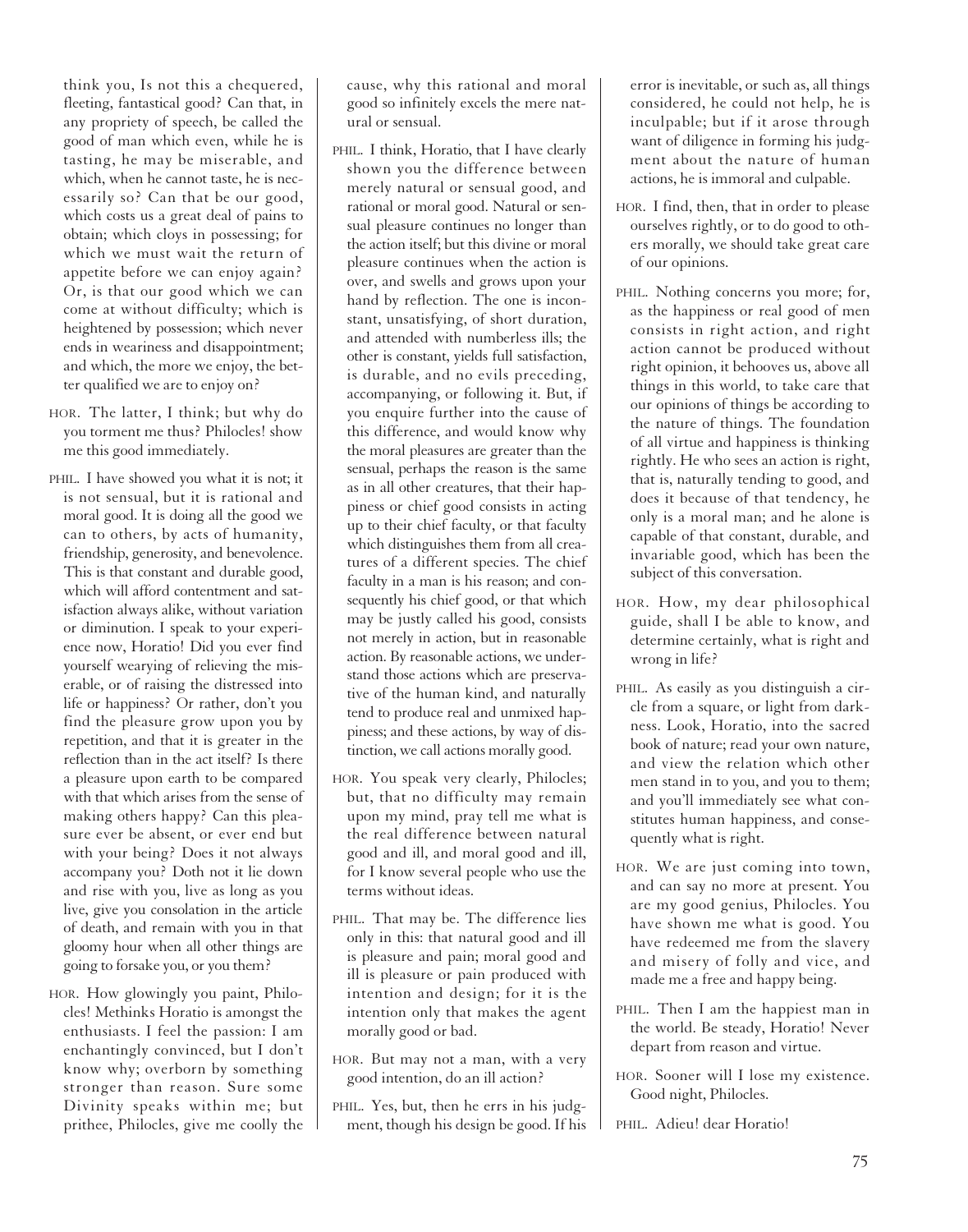think you, Is not this a chequered, fleeting, fantastical good? Can that, in any propriety of speech, be called the good of man which even, while he is tasting, he may be miserable, and which, when he cannot taste, he is necessarily so? Can that be our good, which costs us a great deal of pains to obtain; which cloys in possessing; for which we must wait the return of appetite before we can enjoy again? Or, is that our good which we can come at without difficulty; which is heightened by possession; which never ends in weariness and disappointment; and which, the more we enjoy, the better qualified we are to enjoy on?

HOR. The latter, I think; but why do you torment me thus? Philocles! show me this good immediately.

PHIL. I have showed you what it is not; it is not sensual, but it is rational and moral good. It is doing all the good we can to others, by acts of humanity, friendship, generosity, and benevolence. This is that constant and durable good, which will afford contentment and satisfaction always alike, without variation or diminution. I speak to your experience now, Horatio! Did you ever find yourself wearying of relieving the miserable, or of raising the distressed into life or happiness? Or rather, don't you find the pleasure grow upon you by repetition, and that it is greater in the reflection than in the act itself? Is there a pleasure upon earth to be compared with that which arises from the sense of making others happy? Can this pleasure ever be absent, or ever end but with your being? Does it not always accompany you? Doth not it lie down and rise with you, live as long as you live, give you consolation in the article of death, and remain with you in that gloomy hour when all other things are going to forsake you, or you them?

HOR. How glowingly you paint, Philocles! Methinks Horatio is amongst the enthusiasts. I feel the passion: I am enchantingly convinced, but I don't know why; overborn by something stronger than reason. Sure some Divinity speaks within me; but prithee, Philocles, give me coolly the cause, why this rational and moral good so infinitely excels the mere natural or sensual.

PHIL. I think, Horatio, that I have clearly shown you the difference between merely natural or sensual good, and rational or moral good. Natural or sensual pleasure continues no longer than the action itself; but this divine or moral pleasure continues when the action is over, and swells and grows upon your hand by reflection. The one is inconstant, unsatisfying, of short duration, and attended with numberless ills; the other is constant, yields full satisfaction, is durable, and no evils preceding, accompanying, or following it. But, if you enquire further into the cause of this difference, and would know why the moral pleasures are greater than the sensual, perhaps the reason is the same as in all other creatures, that their happiness or chief good consists in acting up to their chief faculty, or that faculty which distinguishes them from all creatures of a different species. The chief faculty in a man is his reason; and consequently his chief good, or that which may be justly called his good, consists not merely in action, but in reasonable action. By reasonable actions, we understand those actions which are preservative of the human kind, and naturally tend to produce real and unmixed happiness; and these actions, by way of distinction, we call actions morally good.

HOR. You speak very clearly, Philocles; but, that no difficulty may remain upon my mind, pray tell me what is the real difference between natural good and ill, and moral good and ill, for I know several people who use the terms without ideas.

PHIL. That may be. The difference lies only in this: that natural good and ill is pleasure and pain; moral good and ill is pleasure or pain produced with intention and design; for it is the intention only that makes the agent morally good or bad.

HOR. But may not a man, with a very good intention, do an ill action?

PHIL. Yes, but, then he errs in his judgment, though his design be good. If his error is inevitable, or such as, all things considered, he could not help, he is inculpable; but if it arose through want of diligence in forming his judgment about the nature of human actions, he is immoral and culpable.

HOR. I find, then, that in order to please ourselves rightly, or to do good to others morally, we should take great care of our opinions.

PHIL. Nothing concerns you more; for, as the happiness or real good of men consists in right action, and right action cannot be produced without right opinion, it behooves us, above all things in this world, to take care that our opinions of things be according to the nature of things. The foundation of all virtue and happiness is thinking rightly. He who sees an action is right, that is, naturally tending to good, and does it because of that tendency, he only is a moral man; and he alone is capable of that constant, durable, and invariable good, which has been the subject of this conversation.

HOR. How, my dear philosophical guide, shall I be able to know, and determine certainly, what is right and wrong in life?

PHIL. As easily as you distinguish a circle from a square, or light from darkness. Look, Horatio, into the sacred book of nature; read your own nature, and view the relation which other men stand in to you, and you to them; and you'll immediately see what constitutes human happiness, and consequently what is right.

HOR. We are just coming into town, and can say no more at present. You are my good genius, Philocles. You have shown me what is good. You have redeemed me from the slavery and misery of folly and vice, and made me a free and happy being.

PHIL. Then I am the happiest man in the world. Be steady, Horatio! Never depart from reason and virtue.

HOR. Sooner will I lose my existence. Good night, Philocles.

PHIL. Adieu! dear Horatio!